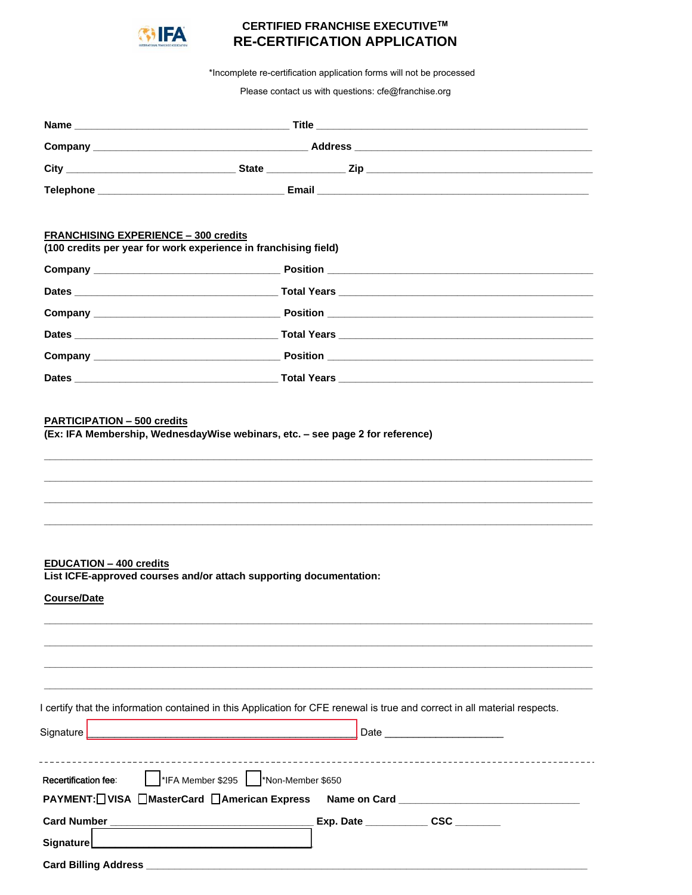# CERTIFIED FRANCHISE EXECUTIVE™
# RE-CERTIFICATION APPLICATION

*Incomplete re-certification application forms will not be processed

Please contact us with questions: cfe@franchise.org

**Name** ________________________________ **Title** ________________________________________

**Company** ________________________________ **Address** ______________________________________

**City** _________________________ **State** ____________ **Zip** ________________________________

**Telephone** ____________________________ **Email** ________________________________________

**FRANCHISING EXPERIENCE – 300 credits**
**(100 credits per year for work experience in franchising field)**

**Company** ____________________________ **Position** ________________________________________

**Dates** ______________________________ **Total Years** ______________________________________

**Company** ____________________________ **Position** ________________________________________

**Dates** ______________________________ **Total Years** ______________________________________

**Company** ____________________________ **Position** ________________________________________

**Dates** ______________________________ **Total Years** ______________________________________

**PARTICIPATION – 500 credits**
**(Ex: IFA Membership, WednesdayWise webinars, etc. – see page 2 for reference)**

_____________________________________________________________________________________

_____________________________________________________________________________________

_____________________________________________________________________________________

_____________________________________________________________________________________

**EDUCATION – 400 credits**
**List ICFE-approved courses and/or attach supporting documentation:**

**Course/Date**

_____________________________________________________________________________________

_____________________________________________________________________________________

_____________________________________________________________________________________

_____________________________________________________________________________________

I certify that the information contained in this Application for CFE renewal is true and correct in all material respects.

Signature ________________________________________ Date ____________________

---

Recertification fee: ☐ *IFA Member $295 ☐ *Non-Member $650

**PAYMENT:** ☐ **VISA** ☐ **MasterCard** ☐ **American Express** **Name on Card** ___________________________

**Card Number** ______________________________ **Exp. Date** __________ **CSC** _______

**Signature** ________________________________

**Card Billing Address** _________________________________________________________________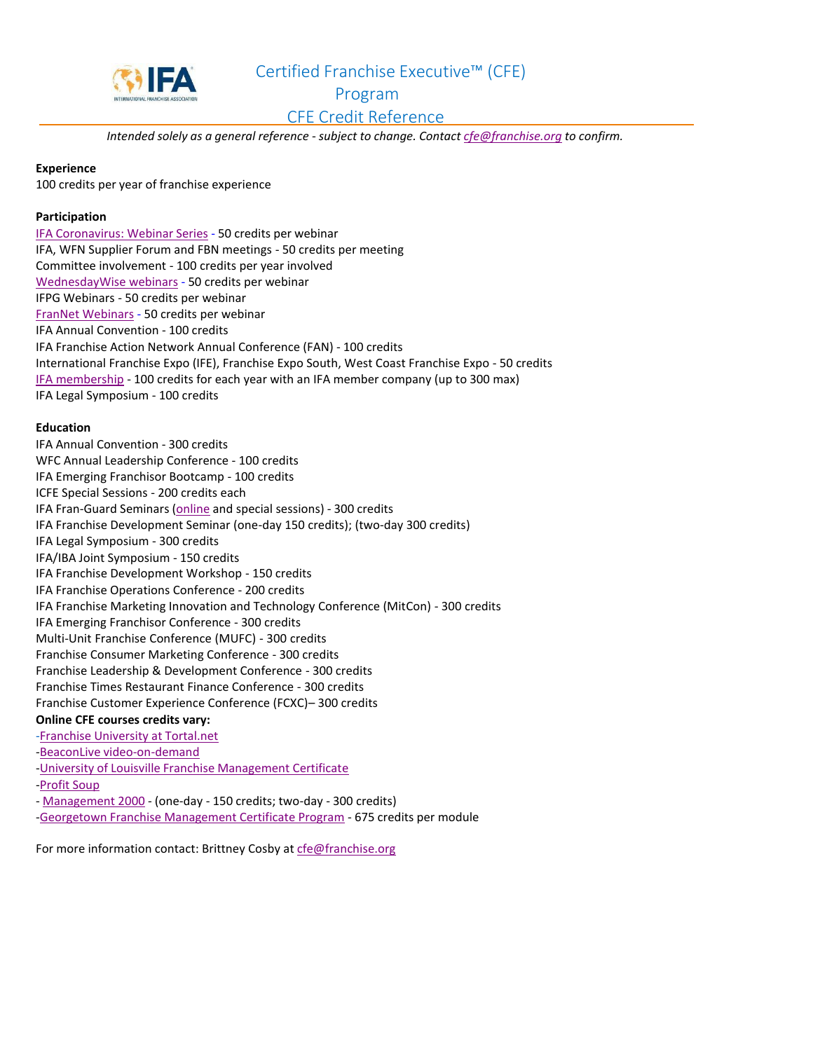# Certified Franchise Executive™ (CFE) Program

## CFE Credit Reference

*Intended solely as a general reference - subject to change. Contact cfe@franchise.org to confirm.*

**Experience**

100 credits per year of franchise experience

**Participation**

IFA Coronavirus: Webinar Series - 50 credits per webinar
IFA, WFN Supplier Forum and FBN meetings - 50 credits per meeting
Committee involvement - 100 credits per year involved
WednesdayWise webinars - 50 credits per webinar
IFPG Webinars - 50 credits per webinar
FranNet Webinars - 50 credits per webinar
IFA Annual Convention - 100 credits
IFA Franchise Action Network Annual Conference (FAN) - 100 credits
International Franchise Expo (IFE), Franchise Expo South, West Coast Franchise Expo - 50 credits
IFA membership - 100 credits for each year with an IFA member company (up to 300 max)
IFA Legal Symposium - 100 credits

**Education**

IFA Annual Convention - 300 credits
WFC Annual Leadership Conference - 100 credits
IFA Emerging Franchisor Bootcamp - 100 credits
ICFE Special Sessions - 200 credits each
IFA Fran-Guard Seminars (online and special sessions) - 300 credits
IFA Franchise Development Seminar (one-day 150 credits); (two-day 300 credits)
IFA Legal Symposium - 300 credits
IFA/IBA Joint Symposium - 150 credits
IFA Franchise Development Workshop - 150 credits
IFA Franchise Operations Conference - 200 credits
IFA Franchise Marketing Innovation and Technology Conference (MitCon) - 300 credits
IFA Emerging Franchisor Conference - 300 credits
Multi-Unit Franchise Conference (MUFC) - 300 credits
Franchise Consumer Marketing Conference - 300 credits
Franchise Leadership & Development Conference - 300 credits
Franchise Times Restaurant Finance Conference - 300 credits
Franchise Customer Experience Conference (FCXC)– 300 credits

**Online CFE courses credits vary:**

-Franchise University at Tortal.net
-BeaconLive video-on-demand
-University of Louisville Franchise Management Certificate
-Profit Soup
- Management 2000 - (one-day - 150 credits; two-day - 300 credits)
-Georgetown Franchise Management Certificate Program - 675 credits per module

For more information contact: Brittney Cosby at cfe@franchise.org